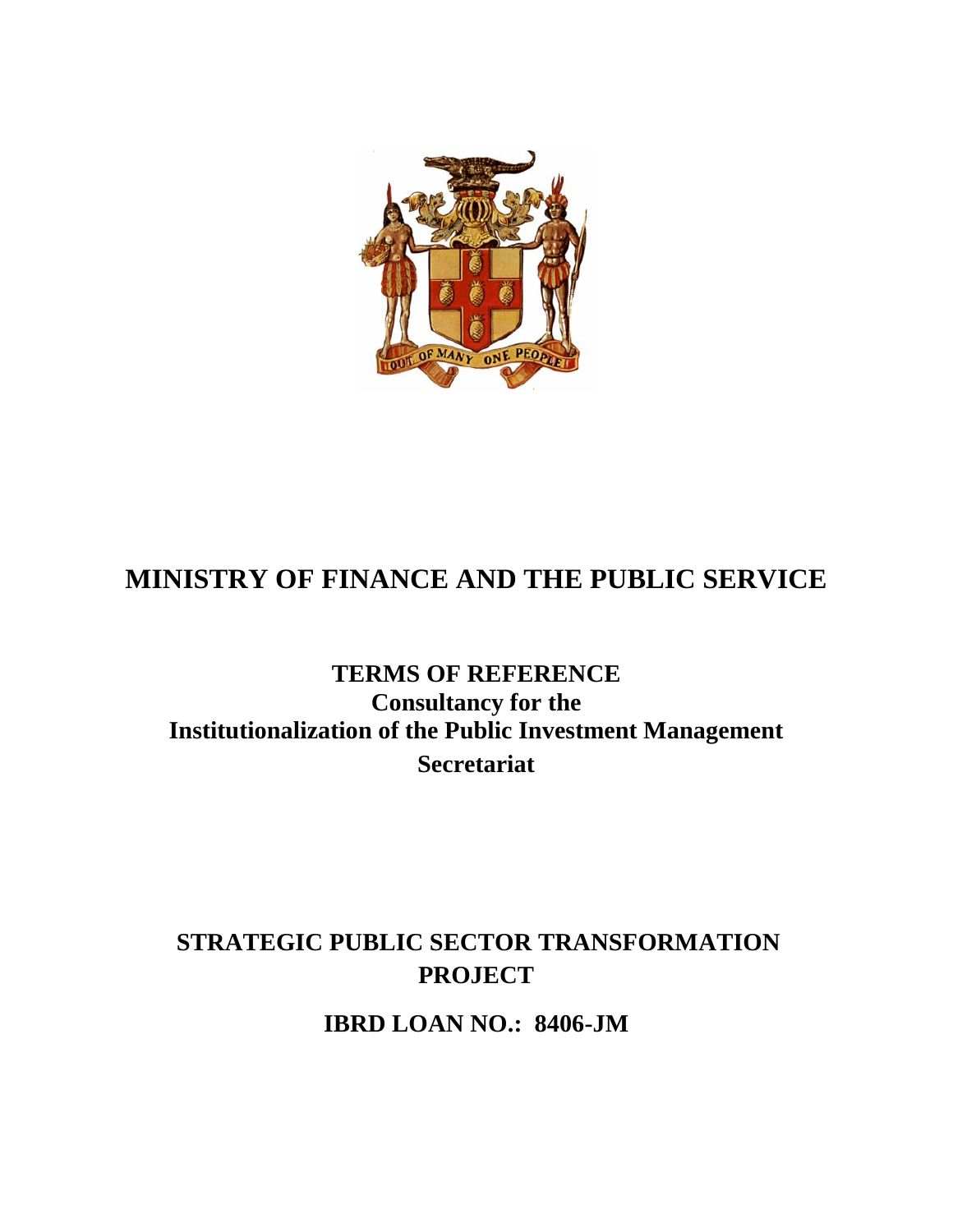# MINISTRY OF FINANCE AND THE PUBLIC SERVICE

## TERMS OF REFERENCE
**Consultancy for the Institutionalization of the Public Investment Management Secretariat**

## STRATEGIC PUBLIC SECTOR TRANSFORMATION PROJECT

## IBRD LOAN NO.: 8406-JM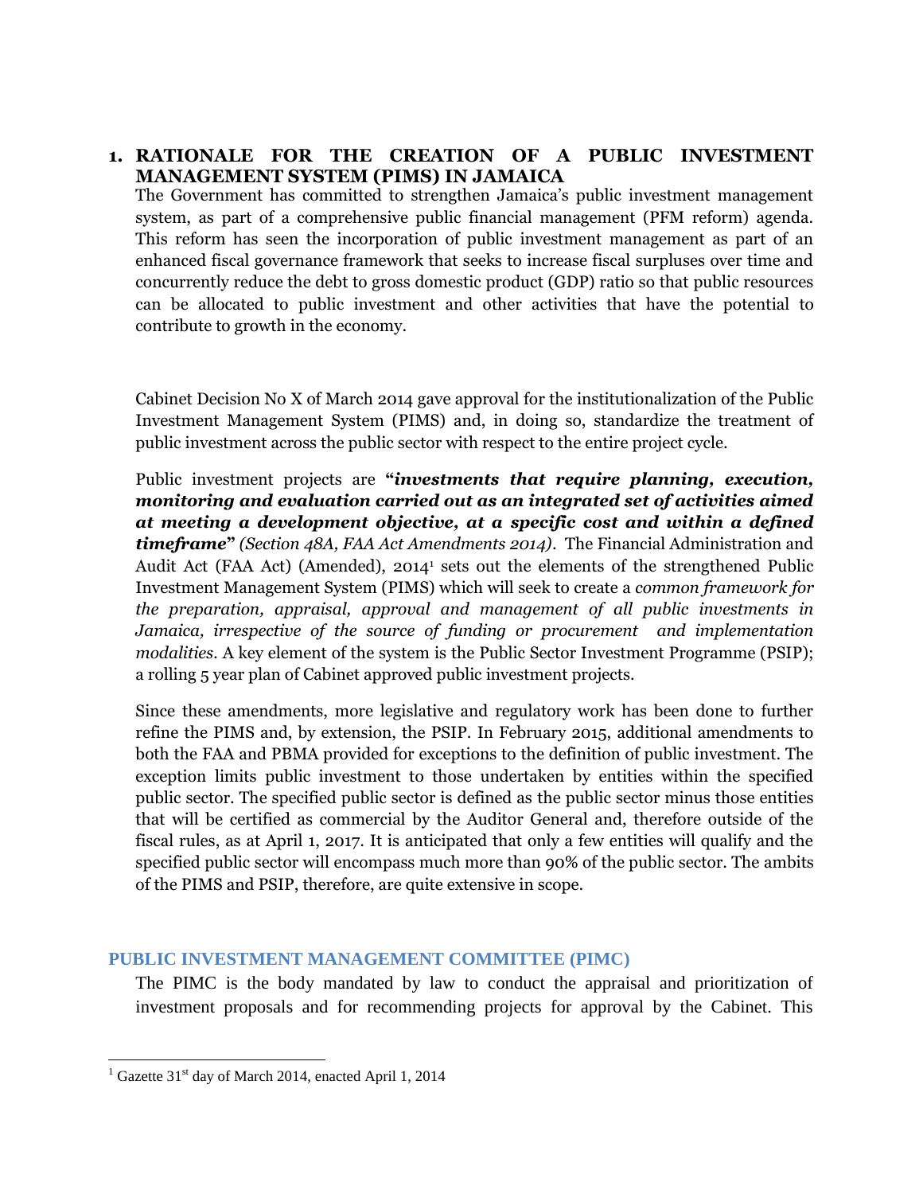## 1. RATIONALE FOR THE CREATION OF A PUBLIC INVESTMENT MANAGEMENT SYSTEM (PIMS) IN JAMAICA

The Government has committed to strengthen Jamaica's public investment management system, as part of a comprehensive public financial management (PFM reform) agenda. This reform has seen the incorporation of public investment management as part of an enhanced fiscal governance framework that seeks to increase fiscal surpluses over time and concurrently reduce the debt to gross domestic product (GDP) ratio so that public resources can be allocated to public investment and other activities that have the potential to contribute to growth in the economy.

Cabinet Decision No X of March 2014 gave approval for the institutionalization of the Public Investment Management System (PIMS) and, in doing so, standardize the treatment of public investment across the public sector with respect to the entire project cycle.

Public investment projects are **"*investments that require planning, execution, monitoring and evaluation carried out as an integrated set of activities aimed at meeting a development objective, at a specific cost and within a defined timeframe*"** *(Section 48A, FAA Act Amendments 2014)*. The Financial Administration and Audit Act (FAA Act) (Amended), 2014[1] sets out the elements of the strengthened Public Investment Management System (PIMS) which will seek to create a *common framework for the preparation, appraisal, approval and management of all public investments in Jamaica, irrespective of the source of funding or procurement and implementation modalities*. A key element of the system is the Public Sector Investment Programme (PSIP); a rolling 5 year plan of Cabinet approved public investment projects.

Since these amendments, more legislative and regulatory work has been done to further refine the PIMS and, by extension, the PSIP. In February 2015, additional amendments to both the FAA and PBMA provided for exceptions to the definition of public investment. The exception limits public investment to those undertaken by entities within the specified public sector. The specified public sector is defined as the public sector minus those entities that will be certified as commercial by the Auditor General and, therefore outside of the fiscal rules, as at April 1, 2017. It is anticipated that only a few entities will qualify and the specified public sector will encompass much more than 90% of the public sector. The ambits of the PIMS and PSIP, therefore, are quite extensive in scope.

### PUBLIC INVESTMENT MANAGEMENT COMMITTEE (PIMC)

The PIMC is the body mandated by law to conduct the appraisal and prioritization of investment proposals and for recommending projects for approval by the Cabinet. This

---

[1] Gazette 31st day of March 2014, enacted April 1, 2014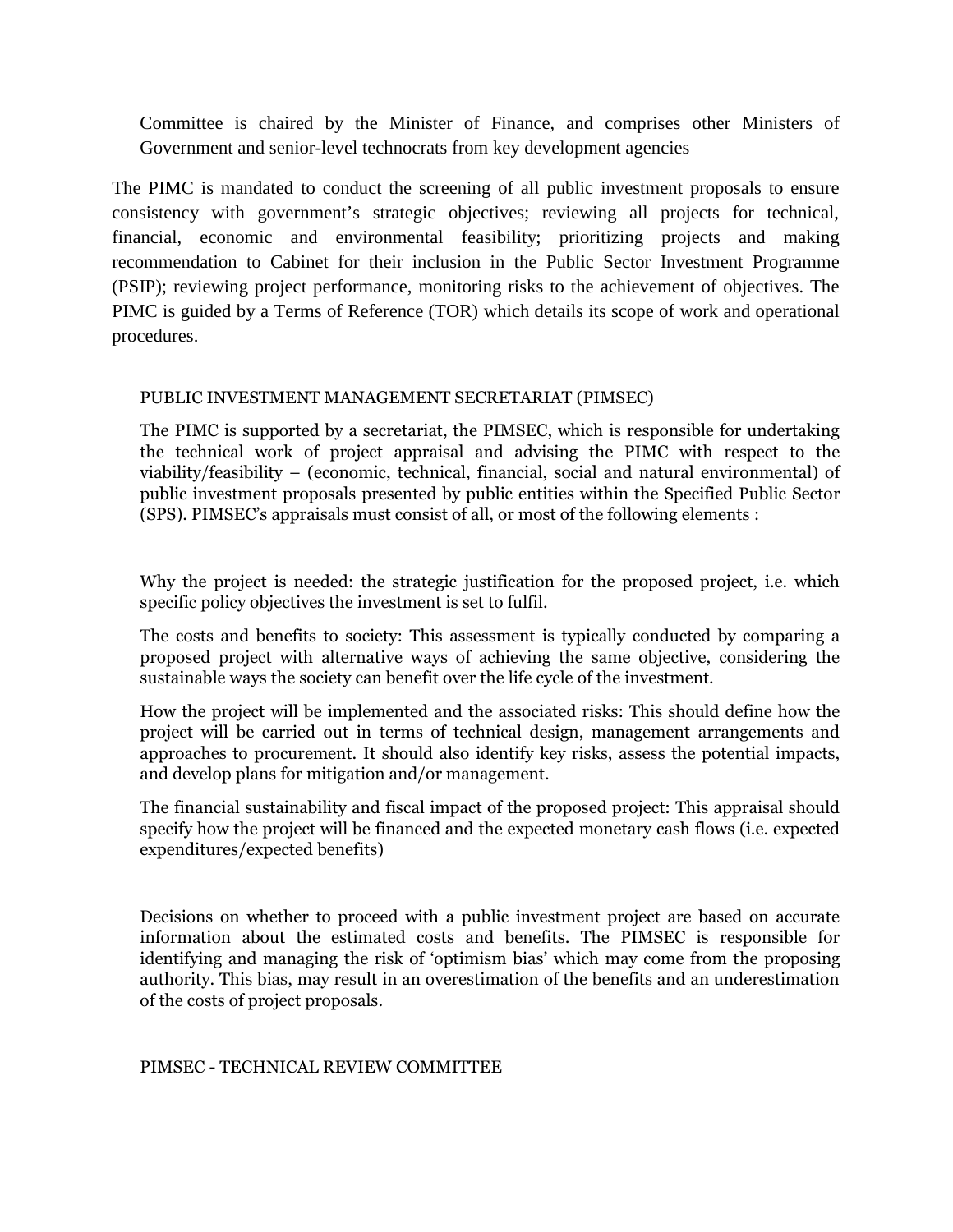Committee is chaired by the Minister of Finance, and comprises other Ministers of Government and senior-level technocrats from key development agencies

The PIMC is mandated to conduct the screening of all public investment proposals to ensure consistency with government's strategic objectives; reviewing all projects for technical, financial, economic and environmental feasibility; prioritizing projects and making recommendation to Cabinet for their inclusion in the Public Sector Investment Programme (PSIP); reviewing project performance, monitoring risks to the achievement of objectives. The PIMC is guided by a Terms of Reference (TOR) which details its scope of work and operational procedures.

## PUBLIC INVESTMENT MANAGEMENT SECRETARIAT (PIMSEC)

The PIMC is supported by a secretariat, the PIMSEC, which is responsible for undertaking the technical work of project appraisal and advising the PIMC with respect to the viability/feasibility – (economic, technical, financial, social and natural environmental) of public investment proposals presented by public entities within the Specified Public Sector (SPS). PIMSEC's appraisals must consist of all, or most of the following elements :

Why the project is needed: the strategic justification for the proposed project, i.e. which specific policy objectives the investment is set to fulfil.

The costs and benefits to society: This assessment is typically conducted by comparing a proposed project with alternative ways of achieving the same objective, considering the sustainable ways the society can benefit over the life cycle of the investment.

How the project will be implemented and the associated risks: This should define how the project will be carried out in terms of technical design, management arrangements and approaches to procurement. It should also identify key risks, assess the potential impacts, and develop plans for mitigation and/or management.

The financial sustainability and fiscal impact of the proposed project: This appraisal should specify how the project will be financed and the expected monetary cash flows (i.e. expected expenditures/expected benefits)

Decisions on whether to proceed with a public investment project are based on accurate information about the estimated costs and benefits. The PIMSEC is responsible for identifying and managing the risk of 'optimism bias' which may come from the proposing authority. This bias, may result in an overestimation of the benefits and an underestimation of the costs of project proposals.

## PIMSEC - TECHNICAL REVIEW COMMITTEE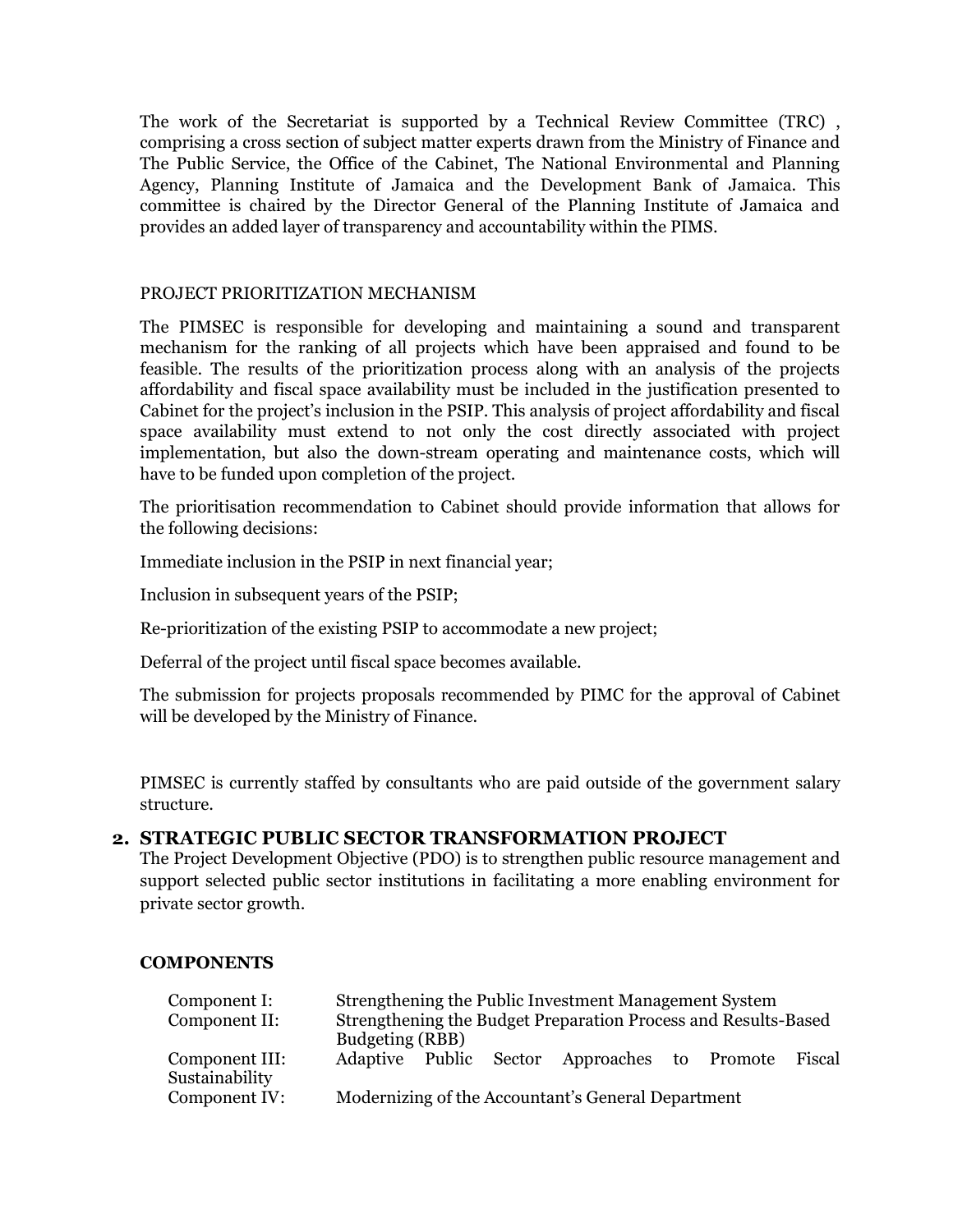The work of the Secretariat is supported by a Technical Review Committee (TRC) , comprising a cross section of subject matter experts drawn from the Ministry of Finance and The Public Service, the Office of the Cabinet, The National Environmental and Planning Agency, Planning Institute of Jamaica and the Development Bank of Jamaica. This committee is chaired by the Director General of the Planning Institute of Jamaica and provides an added layer of transparency and accountability within the PIMS.

PROJECT PRIORITIZATION MECHANISM

The PIMSEC is responsible for developing and maintaining a sound and transparent mechanism for the ranking of all projects which have been appraised and found to be feasible. The results of the prioritization process along with an analysis of the projects affordability and fiscal space availability must be included in the justification presented to Cabinet for the project's inclusion in the PSIP. This analysis of project affordability and fiscal space availability must extend to not only the cost directly associated with project implementation, but also the down-stream operating and maintenance costs, which will have to be funded upon completion of the project.

The prioritisation recommendation to Cabinet should provide information that allows for the following decisions:

Immediate inclusion in the PSIP in next financial year;

Inclusion in subsequent years of the PSIP;

Re-prioritization of the existing PSIP to accommodate a new project;

Deferral of the project until fiscal space becomes available.

The submission for projects proposals recommended by PIMC for the approval of Cabinet will be developed by the Ministry of Finance.

PIMSEC is currently staffed by consultants who are paid outside of the government salary structure.

## 2. STRATEGIC PUBLIC SECTOR TRANSFORMATION PROJECT

The Project Development Objective (PDO) is to strengthen public resource management and support selected public sector institutions in facilitating a more enabling environment for private sector growth.

### COMPONENTS

| | |
|---|---|
| Component I: | Strengthening the Public Investment Management System |
| Component II: | Strengthening the Budget Preparation Process and Results-Based Budgeting (RBB) |
| Component III: | Adaptive Public Sector Approaches to Promote Fiscal Sustainability |
| Component IV: | Modernizing of the Accountant's General Department |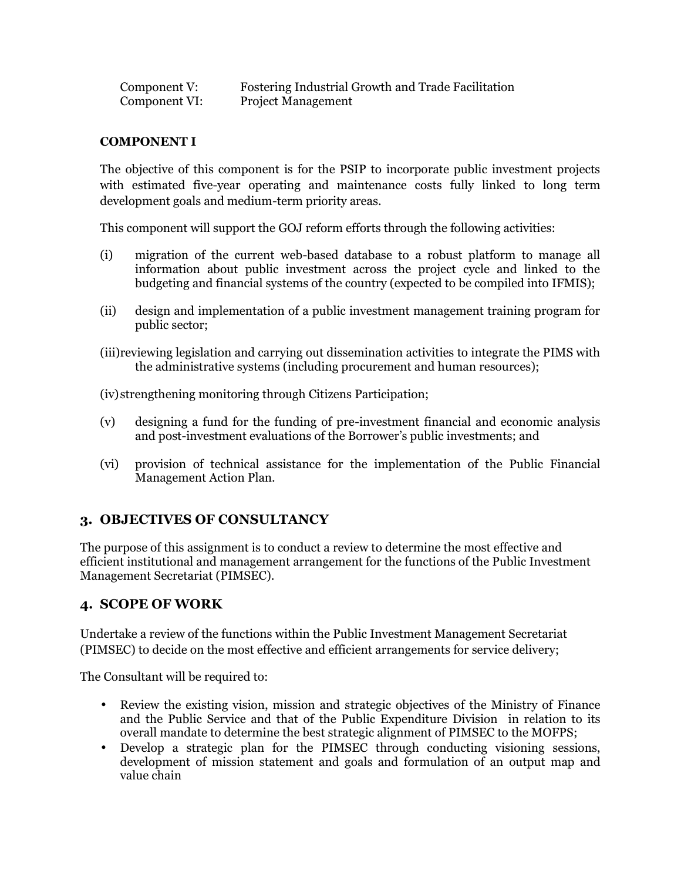Component V: Fostering Industrial Growth and Trade Facilitation
Component VI: Project Management

**COMPONENT I**

The objective of this component is for the PSIP to incorporate public investment projects with estimated five-year operating and maintenance costs fully linked to long term development goals and medium-term priority areas.

This component will support the GOJ reform efforts through the following activities:

(i) migration of the current web-based database to a robust platform to manage all information about public investment across the project cycle and linked to the budgeting and financial systems of the country (expected to be compiled into IFMIS);

(ii) design and implementation of a public investment management training program for public sector;

(iii) reviewing legislation and carrying out dissemination activities to integrate the PIMS with the administrative systems (including procurement and human resources);

(iv) strengthening monitoring through Citizens Participation;

(v) designing a fund for the funding of pre-investment financial and economic analysis and post-investment evaluations of the Borrower's public investments; and

(vi) provision of technical assistance for the implementation of the Public Financial Management Action Plan.

## 3. OBJECTIVES OF CONSULTANCY

The purpose of this assignment is to conduct a review to determine the most effective and efficient institutional and management arrangement for the functions of the Public Investment Management Secretariat (PIMSEC).

## 4. SCOPE OF WORK

Undertake a review of the functions within the Public Investment Management Secretariat (PIMSEC) to decide on the most effective and efficient arrangements for service delivery;

The Consultant will be required to:

- Review the existing vision, mission and strategic objectives of the Ministry of Finance and the Public Service and that of the Public Expenditure Division in relation to its overall mandate to determine the best strategic alignment of PIMSEC to the MOFPS;
- Develop a strategic plan for the PIMSEC through conducting visioning sessions, development of mission statement and goals and formulation of an output map and value chain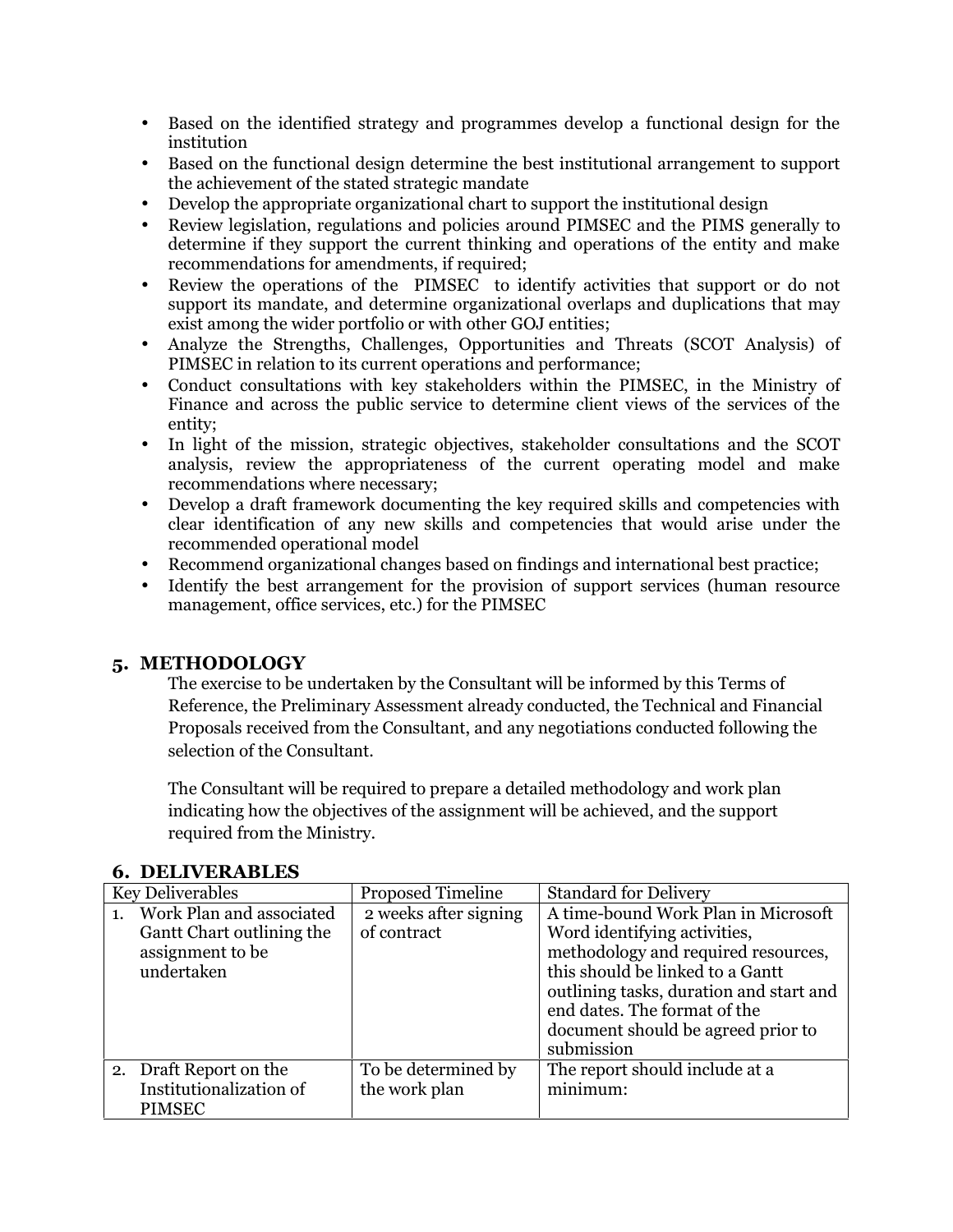- Based on the identified strategy and programmes develop a functional design for the institution
- Based on the functional design determine the best institutional arrangement to support the achievement of the stated strategic mandate
- Develop the appropriate organizational chart to support the institutional design
- Review legislation, regulations and policies around PIMSEC and the PIMS generally to determine if they support the current thinking and operations of the entity and make recommendations for amendments, if required;
- Review the operations of the PIMSEC to identify activities that support or do not support its mandate, and determine organizational overlaps and duplications that may exist among the wider portfolio or with other GOJ entities;
- Analyze the Strengths, Challenges, Opportunities and Threats (SCOT Analysis) of PIMSEC in relation to its current operations and performance;
- Conduct consultations with key stakeholders within the PIMSEC, in the Ministry of Finance and across the public service to determine client views of the services of the entity;
- In light of the mission, strategic objectives, stakeholder consultations and the SCOT analysis, review the appropriateness of the current operating model and make recommendations where necessary;
- Develop a draft framework documenting the key required skills and competencies with clear identification of any new skills and competencies that would arise under the recommended operational model
- Recommend organizational changes based on findings and international best practice;
- Identify the best arrangement for the provision of support services (human resource management, office services, etc.) for the PIMSEC

## 5. METHODOLOGY

The exercise to be undertaken by the Consultant will be informed by this Terms of Reference, the Preliminary Assessment already conducted, the Technical and Financial Proposals received from the Consultant, and any negotiations conducted following the selection of the Consultant.

The Consultant will be required to prepare a detailed methodology and work plan indicating how the objectives of the assignment will be achieved, and the support required from the Ministry.

## 6. DELIVERABLES

| Key Deliverables | Proposed Timeline | Standard for Delivery |
|---|---|---|
| 1. Work Plan and associated Gantt Chart outlining the assignment to be undertaken | 2 weeks after signing of contract | A time-bound Work Plan in Microsoft Word identifying activities, methodology and required resources, this should be linked to a Gantt outlining tasks, duration and start and end dates. The format of the document should be agreed prior to submission |
| 2. Draft Report on the Institutionalization of PIMSEC | To be determined by the work plan | The report should include at a minimum: |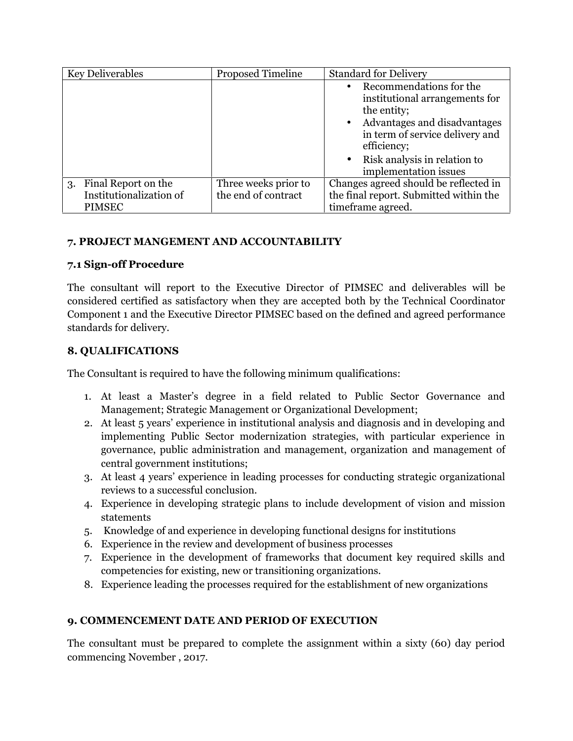| Key Deliverables | Proposed Timeline | Standard for Delivery |
| --- | --- | --- |
| | | • Recommendations for the institutional arrangements for the entity;<br>• Advantages and disadvantages in term of service delivery and efficiency;<br>• Risk analysis in relation to implementation issues |
| 3. Final Report on the Institutionalization of PIMSEC | Three weeks prior to the end of contract | Changes agreed should be reflected in the final report. Submitted within the timeframe agreed. |

## 7. PROJECT MANGEMENT AND ACCOUNTABILITY

### 7.1 Sign-off Procedure

The consultant will report to the Executive Director of PIMSEC and deliverables will be considered certified as satisfactory when they are accepted both by the Technical Coordinator Component 1 and the Executive Director PIMSEC based on the defined and agreed performance standards for delivery.

## 8. QUALIFICATIONS

The Consultant is required to have the following minimum qualifications:

1. At least a Master's degree in a field related to Public Sector Governance and Management; Strategic Management or Organizational Development;
2. At least 5 years' experience in institutional analysis and diagnosis and in developing and implementing Public Sector modernization strategies, with particular experience in governance, public administration and management, organization and management of central government institutions;
3. At least 4 years' experience in leading processes for conducting strategic organizational reviews to a successful conclusion.
4. Experience in developing strategic plans to include development of vision and mission statements
5. Knowledge of and experience in developing functional designs for institutions
6. Experience in the review and development of business processes
7. Experience in the development of frameworks that document key required skills and competencies for existing, new or transitioning organizations.
8. Experience leading the processes required for the establishment of new organizations

## 9. COMMENCEMENT DATE AND PERIOD OF EXECUTION

The consultant must be prepared to complete the assignment within a sixty (60) day period commencing November , 2017.